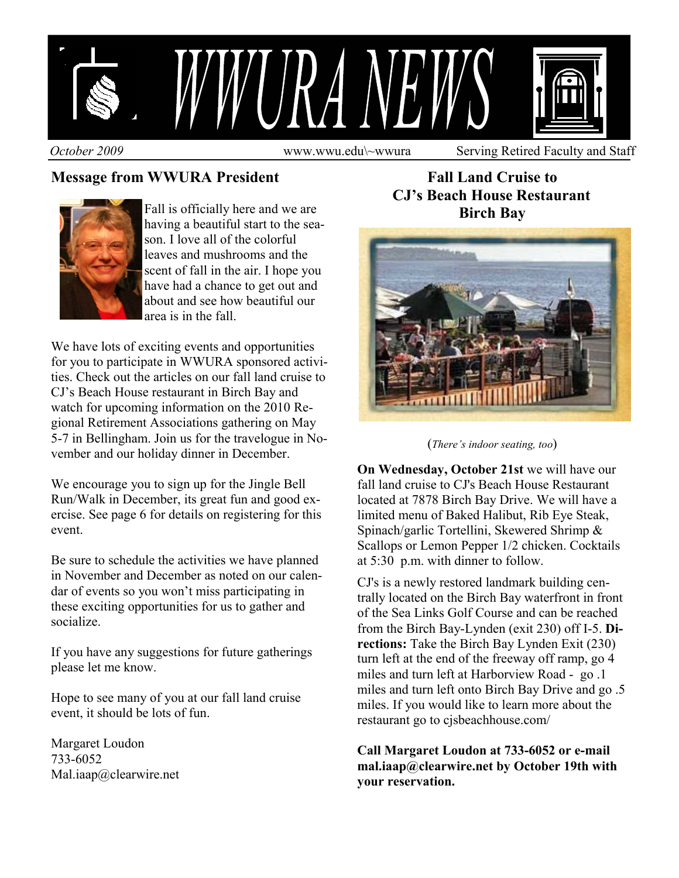# WWURA NEWS

*October 2009* www.wwu.edu\~wwura Serving Retired Faculty and Staff

## Message from WWURA President

Fall is officially here and we are having a beautiful start to the season. I love all of the colorful leaves and mushrooms and the scent of fall in the air. I hope you have had a chance to get out and about and see how beautiful our area is in the fall.

We have lots of exciting events and opportunities for you to participate in WWURA sponsored activities. Check out the articles on our fall land cruise to CJ's Beach House restaurant in Birch Bay and watch for upcoming information on the 2010 Regional Retirement Associations gathering on May 5-7 in Bellingham. Join us for the travelogue in November and our holiday dinner in December.

We encourage you to sign up for the Jingle Bell Run/Walk in December, its great fun and good exercise. See page 6 for details on registering for this event.

Be sure to schedule the activities we have planned in November and December as noted on our calendar of events so you won't miss participating in these exciting opportunities for us to gather and socialize.

If you have any suggestions for future gatherings please let me know.

Hope to see many of you at our fall land cruise event, it should be lots of fun.

Margaret Loudon
733-6052
Mal.iaap@clearwire.net

## Fall Land Cruise to CJ's Beach House Restaurant Birch Bay

(*There's indoor seating, too*)

**On Wednesday, October 21st** we will have our fall land cruise to CJ's Beach House Restaurant located at 7878 Birch Bay Drive. We will have a limited menu of Baked Halibut, Rib Eye Steak, Spinach/garlic Tortellini, Skewered Shrimp & Scallops or Lemon Pepper 1/2 chicken. Cocktails at 5:30 p.m. with dinner to follow.

CJ's is a newly restored landmark building centrally located on the Birch Bay waterfront in front of the Sea Links Golf Course and can be reached from the Birch Bay-Lynden (exit 230) off I-5. **Directions:** Take the Birch Bay Lynden Exit (230) turn left at the end of the freeway off ramp, go 4 miles and turn left at Harborview Road - go .1 miles and turn left onto Birch Bay Drive and go .5 miles. If you would like to learn more about the restaurant go to cjsbeachhouse.com/

**Call Margaret Loudon at 733-6052 or e-mail mal.iaap@clearwire.net by October 19th with your reservation.**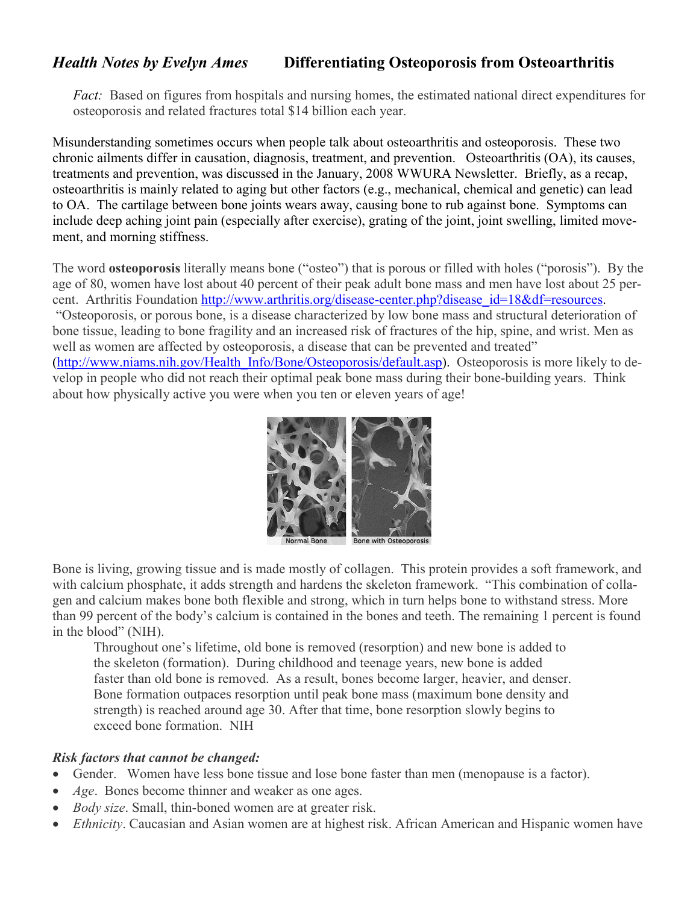## *Health Notes by Evelyn Ames* — Differentiating Osteoporosis from Osteoarthritis

> *Fact:* Based on figures from hospitals and nursing homes, the estimated national direct expenditures for osteoporosis and related fractures total $14 billion each year.

Misunderstanding sometimes occurs when people talk about osteoarthritis and osteoporosis. These two chronic ailments differ in causation, diagnosis, treatment, and prevention. Osteoarthritis (OA), its causes, treatments and prevention, was discussed in the January, 2008 WWURA Newsletter. Briefly, as a recap, osteoarthritis is mainly related to aging but other factors (e.g., mechanical, chemical and genetic) can lead to OA. The cartilage between bone joints wears away, causing bone to rub against bone. Symptoms can include deep aching joint pain (especially after exercise), grating of the joint, joint swelling, limited movement, and morning stiffness.

The word **osteoporosis** literally means bone ("osteo") that is porous or filled with holes ("porosis"). By the age of 80, women have lost about 40 percent of their peak adult bone mass and men have lost about 25 percent. Arthritis Foundation http://www.arthritis.org/disease-center.php?disease_id=18&df=resources. "Osteoporosis, or porous bone, is a disease characterized by low bone mass and structural deterioration of bone tissue, leading to bone fragility and an increased risk of fractures of the hip, spine, and wrist. Men as well as women are affected by osteoporosis, a disease that can be prevented and treated" (http://www.niams.nih.gov/Health_Info/Bone/Osteoporosis/default.asp). Osteoporosis is more likely to develop in people who did not reach their optimal peak bone mass during their bone-building years. Think about how physically active you were when you ten or eleven years of age!

Normal Bone | Bone with Osteoporosis

Bone is living, growing tissue and is made mostly of collagen. This protein provides a soft framework, and with calcium phosphate, it adds strength and hardens the skeleton framework. "This combination of collagen and calcium makes bone both flexible and strong, which in turn helps bone to withstand stress. More than 99 percent of the body's calcium is contained in the bones and teeth. The remaining 1 percent is found in the blood" (NIH).

> Throughout one's lifetime, old bone is removed (resorption) and new bone is added to the skeleton (formation). During childhood and teenage years, new bone is added faster than old bone is removed. As a result, bones become larger, heavier, and denser. Bone formation outpaces resorption until peak bone mass (maximum bone density and strength) is reached around age 30. After that time, bone resorption slowly begins to exceed bone formation. NIH

### *Risk factors that cannot be changed:*

- Gender. Women have less bone tissue and lose bone faster than men (menopause is a factor).
- *Age*. Bones become thinner and weaker as one ages.
- *Body size*. Small, thin-boned women are at greater risk.
- *Ethnicity*. Caucasian and Asian women are at highest risk. African American and Hispanic women have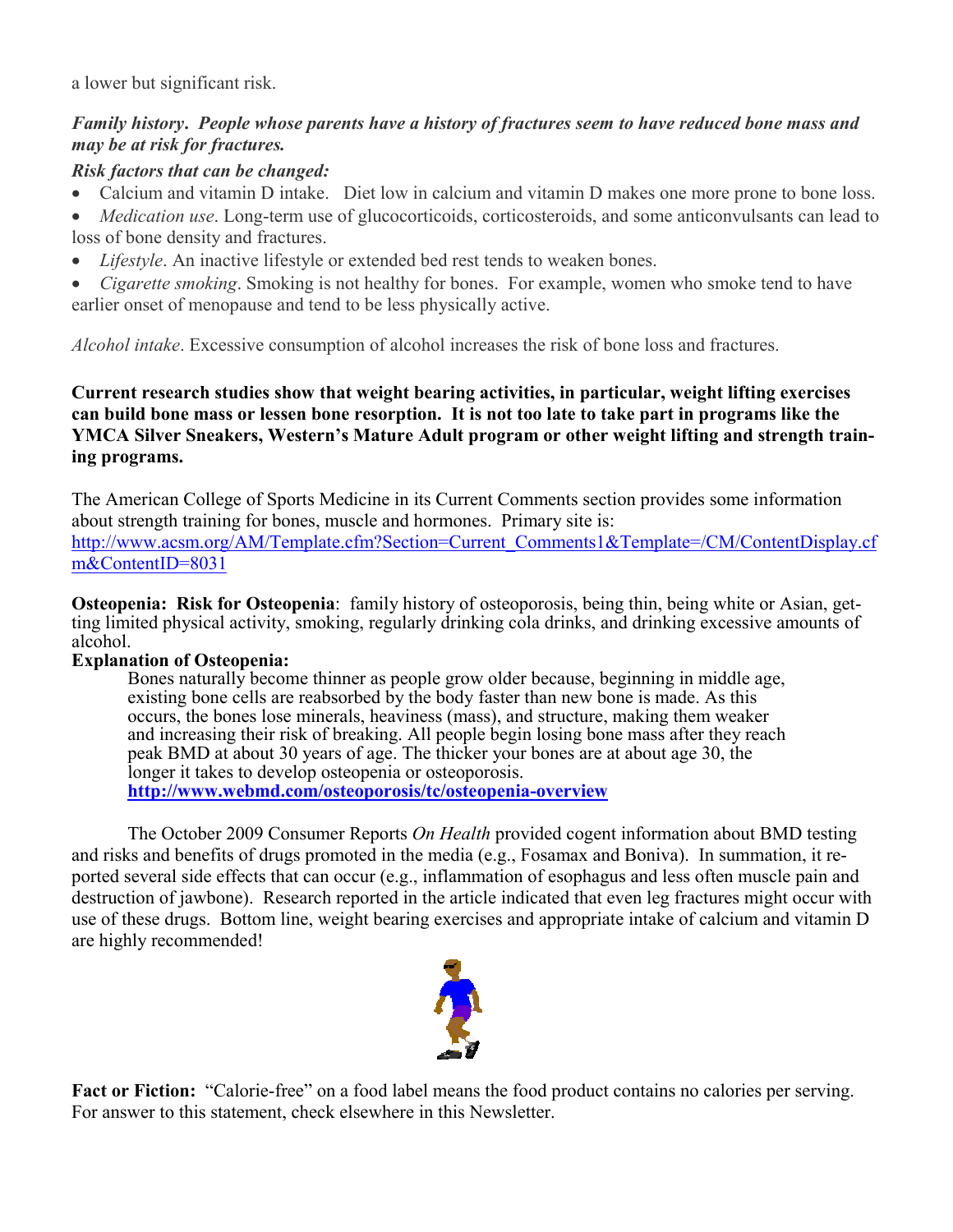a lower but significant risk.

***Family history. People whose parents have a history of fractures seem to have reduced bone mass and may be at risk for fractures.***

***Risk factors that can be changed:***

- Calcium and vitamin D intake. Diet low in calcium and vitamin D makes one more prone to bone loss.
- *Medication use*. Long-term use of glucocorticoids, corticosteroids, and some anticonvulsants can lead to loss of bone density and fractures.
- *Lifestyle*. An inactive lifestyle or extended bed rest tends to weaken bones.
- *Cigarette smoking*. Smoking is not healthy for bones. For example, women who smoke tend to have earlier onset of menopause and tend to be less physically active.

*Alcohol intake*. Excessive consumption of alcohol increases the risk of bone loss and fractures.

**Current research studies show that weight bearing activities, in particular, weight lifting exercises can build bone mass or lessen bone resorption. It is not too late to take part in programs like the YMCA Silver Sneakers, Western's Mature Adult program or other weight lifting and strength training programs.**

The American College of Sports Medicine in its Current Comments section provides some information about strength training for bones, muscle and hormones. Primary site is: http://www.acsm.org/AM/Template.cfm?Section=Current_Comments1&Template=/CM/ContentDisplay.cfm&ContentID=8031

**Osteopenia: Risk for Osteopenia**: family history of osteoporosis, being thin, being white or Asian, getting limited physical activity, smoking, regularly drinking cola drinks, and drinking excessive amounts of alcohol.

**Explanation of Osteopenia:**

> Bones naturally become thinner as people grow older because, beginning in middle age, existing bone cells are reabsorbed by the body faster than new bone is made. As this occurs, the bones lose minerals, heaviness (mass), and structure, making them weaker and increasing their risk of breaking. All people begin losing bone mass after they reach peak BMD at about 30 years of age. The thicker your bones are at about age 30, the longer it takes to develop osteopenia or osteoporosis.
> **http://www.webmd.com/osteoporosis/tc/osteopenia-overview**

The October 2009 Consumer Reports *On Health* provided cogent information about BMD testing and risks and benefits of drugs promoted in the media (e.g., Fosamax and Boniva). In summation, it reported several side effects that can occur (e.g., inflammation of esophagus and less often muscle pain and destruction of jawbone). Research reported in the article indicated that even leg fractures might occur with use of these drugs. Bottom line, weight bearing exercises and appropriate intake of calcium and vitamin D are highly recommended!

**Fact or Fiction:** "Calorie-free" on a food label means the food product contains no calories per serving. For answer to this statement, check elsewhere in this Newsletter.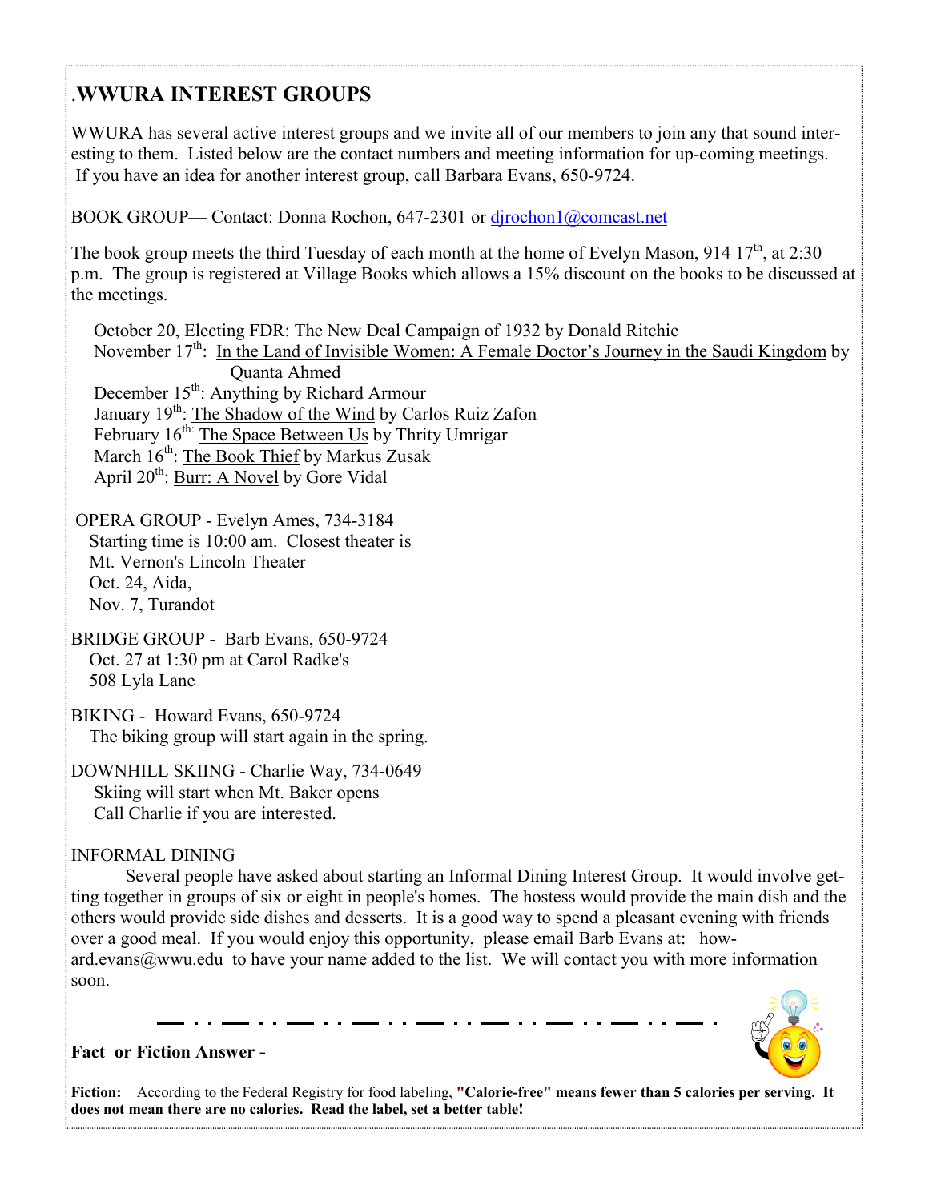## .WWURA INTEREST GROUPS

WWURA has several active interest groups and we invite all of our members to join any that sound interesting to them. Listed below are the contact numbers and meeting information for up-coming meetings. If you have an idea for another interest group, call Barbara Evans, 650-9724.

BOOK GROUP— Contact: Donna Rochon, 647-2301 or djrochon1@comcast.net

The book group meets the third Tuesday of each month at the home of Evelyn Mason, 914 17th, at 2:30 p.m. The group is registered at Village Books which allows a 15% discount on the books to be discussed at the meetings.

October 20, Electing FDR: The New Deal Campaign of 1932 by Donald Ritchie
November 17th: In the Land of Invisible Women: A Female Doctor's Journey in the Saudi Kingdom by Quanta Ahmed
December 15th: Anything by Richard Armour
January 19th: The Shadow of the Wind by Carlos Ruiz Zafon
February 16th: The Space Between Us by Thrity Umrigar
March 16th: The Book Thief by Markus Zusak
April 20th: Burr: A Novel by Gore Vidal

OPERA GROUP - Evelyn Ames, 734-3184
Starting time is 10:00 am. Closest theater is Mt. Vernon's Lincoln Theater
Oct. 24, Aida,
Nov. 7, Turandot

BRIDGE GROUP - Barb Evans, 650-9724
Oct. 27 at 1:30 pm at Carol Radke's
508 Lyla Lane

BIKING - Howard Evans, 650-9724
The biking group will start again in the spring.

DOWNHILL SKIING - Charlie Way, 734-0649
Skiing will start when Mt. Baker opens
Call Charlie if you are interested.

INFORMAL DINING

Several people have asked about starting an Informal Dining Interest Group. It would involve getting together in groups of six or eight in people's homes. The hostess would provide the main dish and the others would provide side dishes and desserts. It is a good way to spend a pleasant evening with friends over a good meal. If you would enjoy this opportunity, please email Barb Evans at: howard.evans@wwu.edu to have your name added to the list. We will contact you with more information soon.

**Fact or Fiction Answer -**

**Fiction:** According to the Federal Registry for food labeling, **"Calorie-free" means fewer than 5 calories per serving. It does not mean there are no calories. Read the label, set a better table!**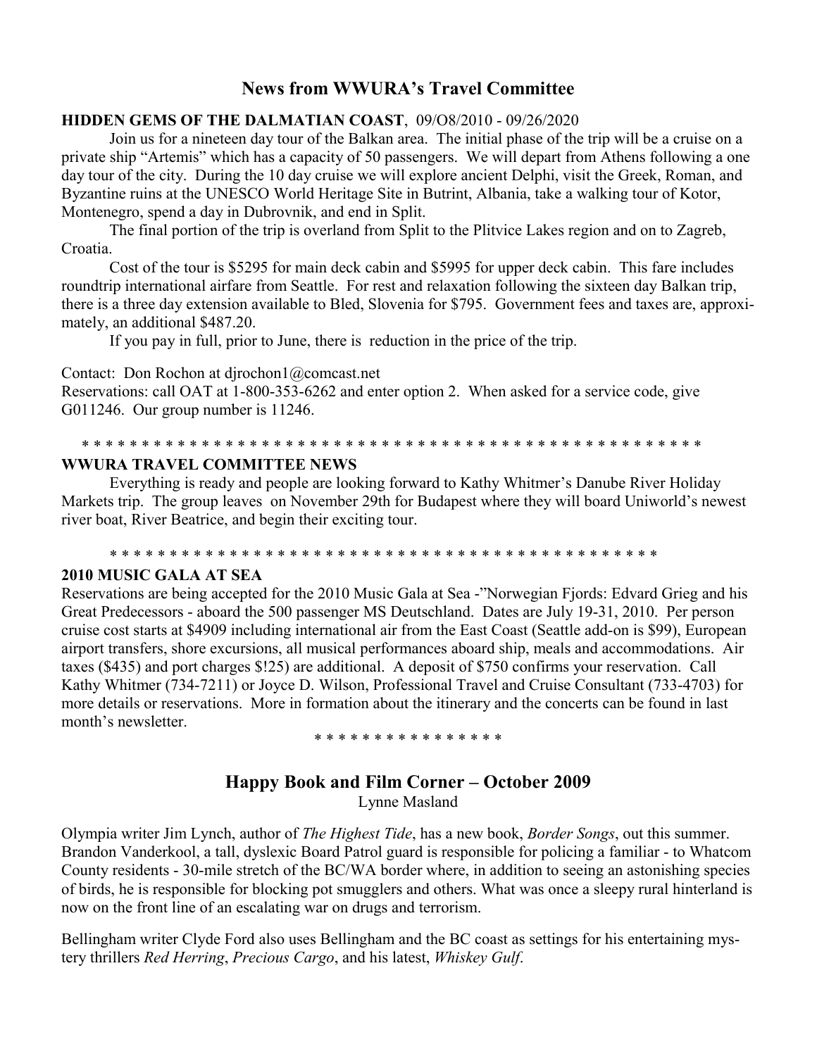## News from WWURA's Travel Committee

**HIDDEN GEMS OF THE DALMATIAN COAST**, 09/O8/2010 - 09/26/2020

Join us for a nineteen day tour of the Balkan area. The initial phase of the trip will be a cruise on a private ship "Artemis" which has a capacity of 50 passengers. We will depart from Athens following a one day tour of the city. During the 10 day cruise we will explore ancient Delphi, visit the Greek, Roman, and Byzantine ruins at the UNESCO World Heritage Site in Butrint, Albania, take a walking tour of Kotor, Montenegro, spend a day in Dubrovnik, and end in Split.

The final portion of the trip is overland from Split to the Plitvice Lakes region and on to Zagreb, Croatia.

Cost of the tour is $5295 for main deck cabin and $5995 for upper deck cabin. This fare includes roundtrip international airfare from Seattle. For rest and relaxation following the sixteen day Balkan trip, there is a three day extension available to Bled, Slovenia for $795. Government fees and taxes are, approximately, an additional $487.20.

If you pay in full, prior to June, there is reduction in the price of the trip.

Contact: Don Rochon at djrochon1@comcast.net
Reservations: call OAT at 1-800-353-6262 and enter option 2. When asked for a service code, give G011246. Our group number is 11246.

\* \* \* \* \* \* \* \* \* \* \* \* \* \* \* \* \* \* \* \* \* \* \* \* \* \* \* \* \* \* \* \* \* \* \* \* \* \* \* \* \* \* \* \* \* \* \* \* \* \* \* \*

**WWURA TRAVEL COMMITTEE NEWS**

Everything is ready and people are looking forward to Kathy Whitmer's Danube River Holiday Markets trip. The group leaves on November 29th for Budapest where they will board Uniworld's newest river boat, River Beatrice, and begin their exciting tour.

\* \* \* \* \* \* \* \* \* \* \* \* \* \* \* \* \* \* \* \* \* \* \* \* \* \* \* \* \* \* \* \* \* \* \* \* \* \* \* \* \* \* \* \* \* \* \* \*

**2010 MUSIC GALA AT SEA**

Reservations are being accepted for the 2010 Music Gala at Sea -"Norwegian Fjords: Edvard Grieg and his Great Predecessors - aboard the 500 passenger MS Deutschland. Dates are July 19-31, 2010. Per person cruise cost starts at $4909 including international air from the East Coast (Seattle add-on is $99), European airport transfers, shore excursions, all musical performances aboard ship, meals and accommodations. Air taxes ($435) and port charges $!25) are additional. A deposit of $750 confirms your reservation. Call Kathy Whitmer (734-7211) or Joyce D. Wilson, Professional Travel and Cruise Consultant (733-4703) for more details or reservations. More in formation about the itinerary and the concerts can be found in last month's newsletter.

\* \* \* \* \* \* \* \* \* \* \* \* \* \* \* \*

## Happy Book and Film Corner – October 2009

Lynne Masland

Olympia writer Jim Lynch, author of *The Highest Tide*, has a new book, *Border Songs*, out this summer. Brandon Vanderkool, a tall, dyslexic Board Patrol guard is responsible for policing a familiar - to Whatcom County residents - 30-mile stretch of the BC/WA border where, in addition to seeing an astonishing species of birds, he is responsible for blocking pot smugglers and others. What was once a sleepy rural hinterland is now on the front line of an escalating war on drugs and terrorism.

Bellingham writer Clyde Ford also uses Bellingham and the BC coast as settings for his entertaining mystery thrillers *Red Herring*, *Precious Cargo*, and his latest, *Whiskey Gulf*.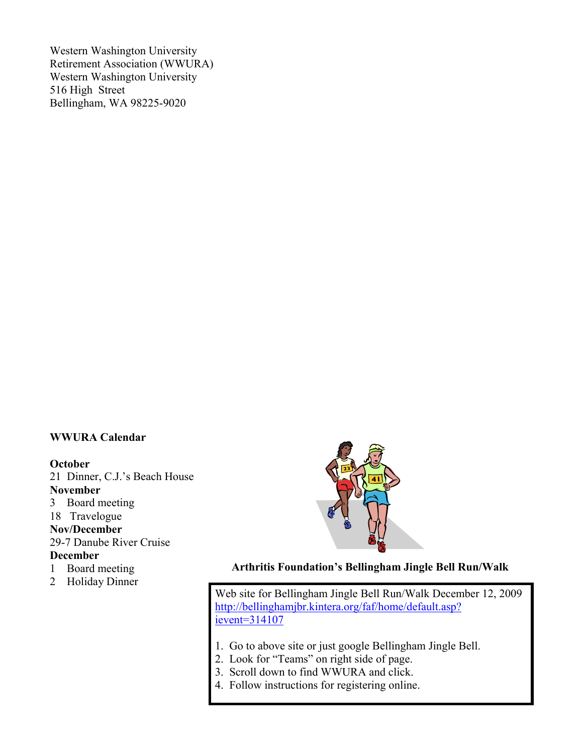Western Washington University
Retirement Association (WWURA)
Western Washington University
516 High Street
Bellingham, WA 98225-9020

**WWURA Calendar**

**October**
21 Dinner, C.J.'s Beach House
**November**
3 Board meeting
18 Travelogue
**Nov/December**
29-7 Danube River Cruise
**December**
1 Board meeting
2 Holiday Dinner

**Arthritis Foundation's Bellingham Jingle Bell Run/Walk**

Web site for Bellingham Jingle Bell Run/Walk December 12, 2009
http://bellinghamjbr.kintera.org/faf/home/default.asp?ievent=314107

1. Go to above site or just google Bellingham Jingle Bell.
2. Look for "Teams" on right side of page.
3. Scroll down to find WWURA and click.
4. Follow instructions for registering online.